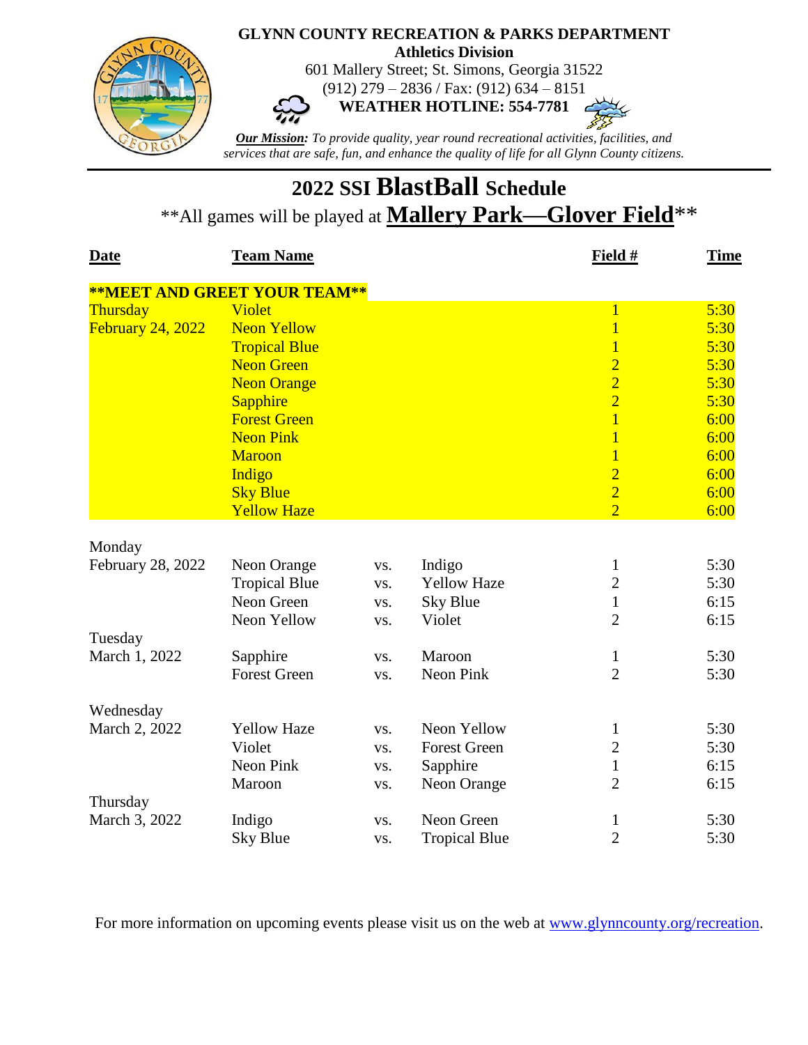**GLYNN COUNTY RECREATION & PARKS DEPARTMENT**
**Athletics Division**
601 Mallery Street; St. Simons, Georgia 31522
(912) 279 – 2836 / Fax: (912) 634 – 8151
**WEATHER HOTLINE: 554-7781**

***Our Mission:*** *To provide quality, year round recreational activities, facilities, and services that are safe, fun, and enhance the quality of life for all Glynn County citizens.*

# 2022 SSI BlastBall Schedule

\*\*All games will be played at **Mallery Park—Glover Field**\*\*

| Date | Team Name | | | Field # | Time |
|---|---|---|---|---|---|
| **\*\*MEET AND GREET YOUR TEAM\*\*** | | | | | |
| Thursday | Violet | | | 1 | 5:30 |
| February 24, 2022 | Neon Yellow | | | 1 | 5:30 |
| | Tropical Blue | | | 1 | 5:30 |
| | Neon Green | | | 2 | 5:30 |
| | Neon Orange | | | 2 | 5:30 |
| | Sapphire | | | 2 | 5:30 |
| | Forest Green | | | 1 | 6:00 |
| | Neon Pink | | | 1 | 6:00 |
| | Maroon | | | 1 | 6:00 |
| | Indigo | | | 2 | 6:00 |
| | Sky Blue | | | 2 | 6:00 |
| | Yellow Haze | | | 2 | 6:00 |
| Monday | | | | | |
| February 28, 2022 | Neon Orange | vs. | Indigo | 1 | 5:30 |
| | Tropical Blue | vs. | Yellow Haze | 2 | 5:30 |
| | Neon Green | vs. | Sky Blue | 1 | 6:15 |
| | Neon Yellow | vs. | Violet | 2 | 6:15 |
| Tuesday | | | | | |
| March 1, 2022 | Sapphire | vs. | Maroon | 1 | 5:30 |
| | Forest Green | vs. | Neon Pink | 2 | 5:30 |
| Wednesday | | | | | |
| March 2, 2022 | Yellow Haze | vs. | Neon Yellow | 1 | 5:30 |
| | Violet | vs. | Forest Green | 2 | 5:30 |
| | Neon Pink | vs. | Sapphire | 1 | 6:15 |
| | Maroon | vs. | Neon Orange | 2 | 6:15 |
| Thursday | | | | | |
| March 3, 2022 | Indigo | vs. | Neon Green | 1 | 5:30 |
| | Sky Blue | vs. | Tropical Blue | 2 | 5:30 |

For more information on upcoming events please visit us on the web at www.glynncounty.org/recreation.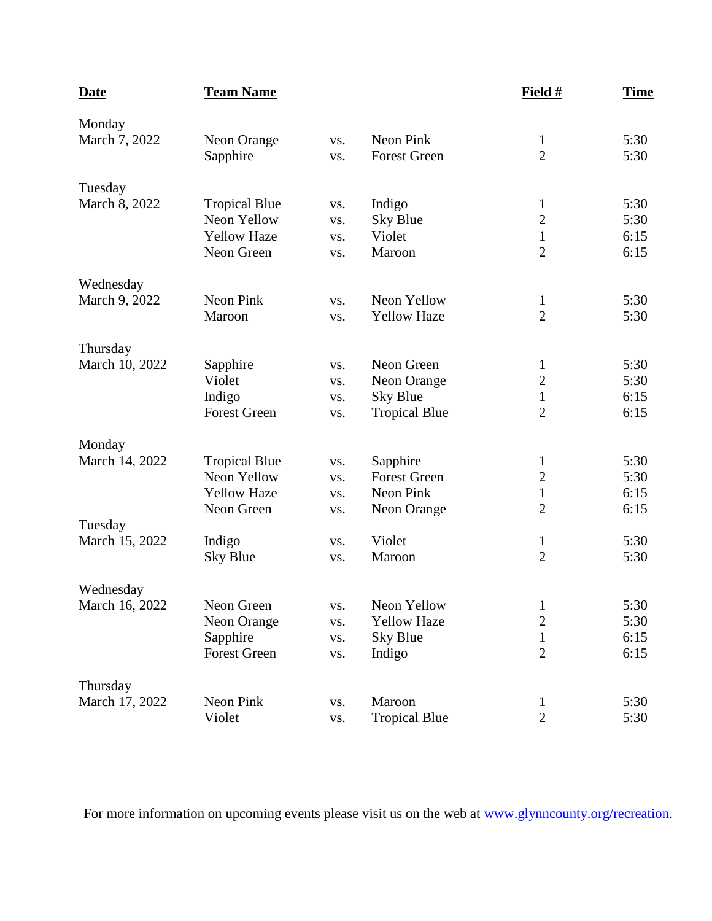| Date | Team Name | | | Field # | Time |
|---|---|---|---|---|---|
| Monday March 7, 2022 | Neon Orange | vs. | Neon Pink | 1 | 5:30 |
| | Sapphire | vs. | Forest Green | 2 | 5:30 |
| Tuesday March 8, 2022 | Tropical Blue | vs. | Indigo | 1 | 5:30 |
| | Neon Yellow | vs. | Sky Blue | 2 | 5:30 |
| | Yellow Haze | vs. | Violet | 1 | 6:15 |
| | Neon Green | vs. | Maroon | 2 | 6:15 |
| Wednesday March 9, 2022 | Neon Pink | vs. | Neon Yellow | 1 | 5:30 |
| | Maroon | vs. | Yellow Haze | 2 | 5:30 |
| Thursday March 10, 2022 | Sapphire | vs. | Neon Green | 1 | 5:30 |
| | Violet | vs. | Neon Orange | 2 | 5:30 |
| | Indigo | vs. | Sky Blue | 1 | 6:15 |
| | Forest Green | vs. | Tropical Blue | 2 | 6:15 |
| Monday March 14, 2022 | Tropical Blue | vs. | Sapphire | 1 | 5:30 |
| | Neon Yellow | vs. | Forest Green | 2 | 5:30 |
| | Yellow Haze | vs. | Neon Pink | 1 | 6:15 |
| | Neon Green | vs. | Neon Orange | 2 | 6:15 |
| Tuesday March 15, 2022 | Indigo | vs. | Violet | 1 | 5:30 |
| | Sky Blue | vs. | Maroon | 2 | 5:30 |
| Wednesday March 16, 2022 | Neon Green | vs. | Neon Yellow | 1 | 5:30 |
| | Neon Orange | vs. | Yellow Haze | 2 | 5:30 |
| | Sapphire | vs. | Sky Blue | 1 | 6:15 |
| | Forest Green | vs. | Indigo | 2 | 6:15 |
| Thursday March 17, 2022 | Neon Pink | vs. | Maroon | 1 | 5:30 |
| | Violet | vs. | Tropical Blue | 2 | 5:30 |

For more information on upcoming events please visit us on the web at www.glynncounty.org/recreation.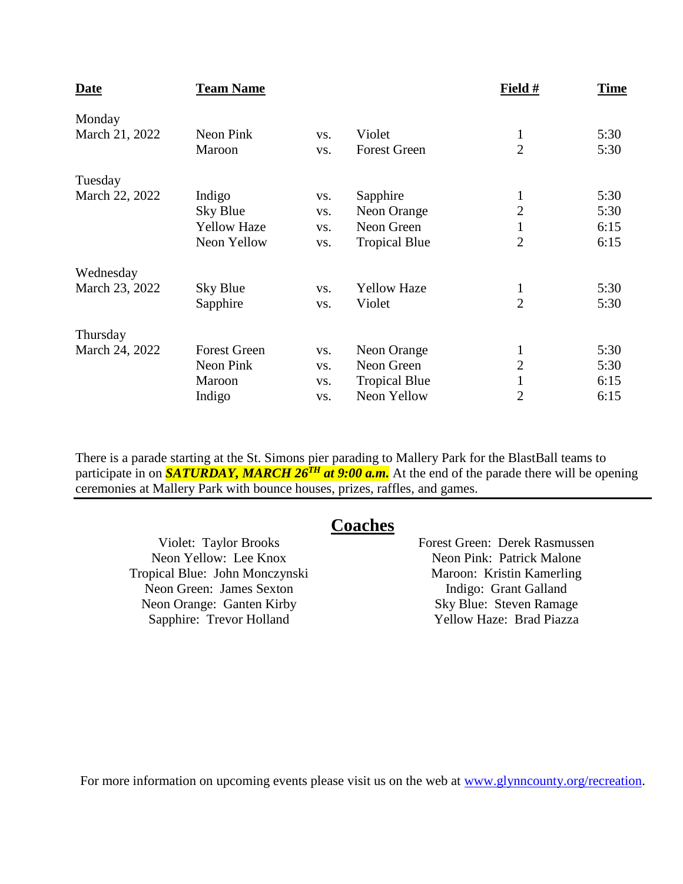| Date | Team Name | | | Field # | Time |
|---|---|---|---|---|---|
| Monday March 21, 2022 | Neon Pink | vs. | Violet | 1 | 5:30 |
| | Maroon | vs. | Forest Green | 2 | 5:30 |
| Tuesday March 22, 2022 | Indigo | vs. | Sapphire | 1 | 5:30 |
| | Sky Blue | vs. | Neon Orange | 2 | 5:30 |
| | Yellow Haze | vs. | Neon Green | 1 | 6:15 |
| | Neon Yellow | vs. | Tropical Blue | 2 | 6:15 |
| Wednesday March 23, 2022 | Sky Blue | vs. | Yellow Haze | 1 | 5:30 |
| | Sapphire | vs. | Violet | 2 | 5:30 |
| Thursday March 24, 2022 | Forest Green | vs. | Neon Orange | 1 | 5:30 |
| | Neon Pink | vs. | Neon Green | 2 | 5:30 |
| | Maroon | vs. | Tropical Blue | 1 | 6:15 |
| | Indigo | vs. | Neon Yellow | 2 | 6:15 |

There is a parade starting at the St. Simons pier parading to Mallery Park for the BlastBall teams to participate in on ***SATURDAY, MARCH 26TH at 9:00 a.m.*** At the end of the parade there will be opening ceremonies at Mallery Park with bounce houses, prizes, raffles, and games.

---

## Coaches

Violet: Taylor Brooks
Neon Yellow: Lee Knox
Tropical Blue: John Monczynski
Neon Green: James Sexton
Neon Orange: Ganten Kirby
Sapphire: Trevor Holland

Forest Green: Derek Rasmussen
Neon Pink: Patrick Malone
Maroon: Kristin Kamerling
Indigo: Grant Galland
Sky Blue: Steven Ramage
Yellow Haze: Brad Piazza

For more information on upcoming events please visit us on the web at [www.glynncounty.org/recreation](http://www.glynncounty.org/recreation).